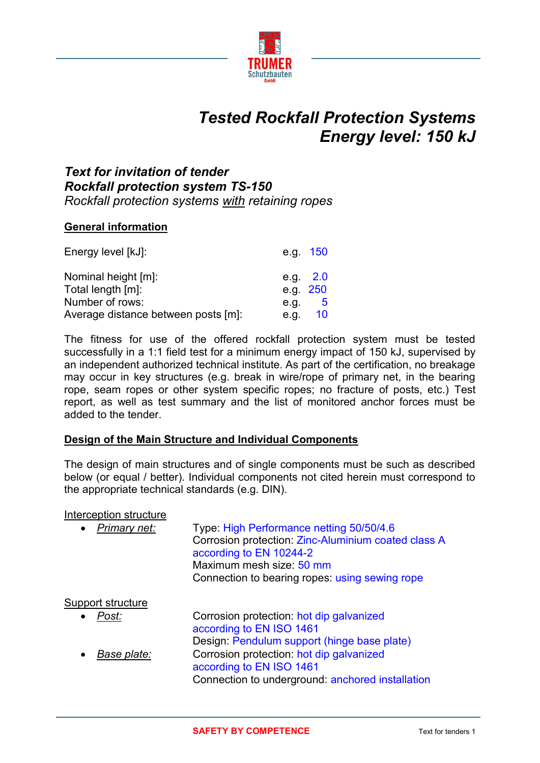TRUMER Schutzbauten GmbH

# *Tested Rockfall Protection Systems*
# *Energy level: 150 kJ*

## *Text for invitation of tender*
## *Rockfall protection system TS-150*

*Rockfall protection systems with retaining ropes*

### General information

| | |
|---|---|
| Energy level [kJ]: | e.g. 150 |
| Nominal height [m]: | e.g. 2.0 |
| Total length [m]: | e.g. 250 |
| Number of rows: | e.g. 5 |
| Average distance between posts [m]: | e.g. 10 |

The fitness for use of the offered rockfall protection system must be tested successfully in a 1:1 field test for a minimum energy impact of 150 kJ, supervised by an independent authorized technical institute. As part of the certification, no breakage may occur in key structures (e.g. break in wire/rope of primary net, in the bearing rope, seam ropes or other system specific ropes; no fracture of posts, etc.) Test report, as well as test summary and the list of monitored anchor forces must be added to the tender.

### Design of the Main Structure and Individual Components

The design of main structures and of single components must be such as described below (or equal / better). Individual components not cited herein must correspond to the appropriate technical standards (e.g. DIN).

Interception structure

- *Primary net:*
  Type: High Performance netting 50/50/4.6
  Corrosion protection: Zinc-Aluminium coated class A according to EN 10244-2
  Maximum mesh size: 50 mm
  Connection to bearing ropes: using sewing rope

Support structure

- *Post:*
  Corrosion protection: hot dip galvanized according to EN ISO 1461
  Design: Pendulum support (hinge base plate)
- *Base plate:*
  Corrosion protection: hot dip galvanized according to EN ISO 1461
  Connection to underground: anchored installation

SAFETY BY COMPETENCE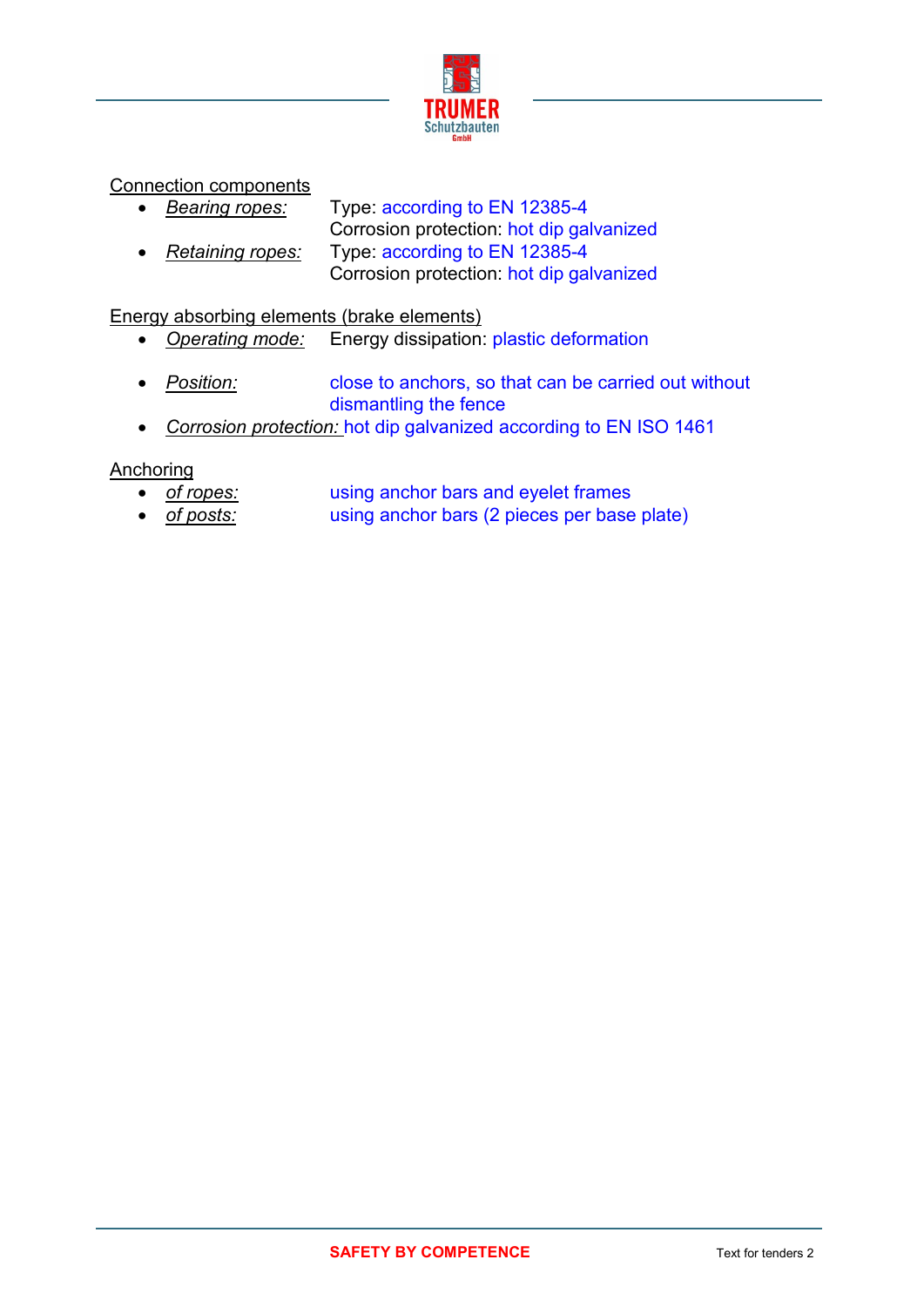Connection components

- *Bearing ropes:* Type: according to EN 12385-4
  Corrosion protection: hot dip galvanized
- *Retaining ropes:* Type: according to EN 12385-4
  Corrosion protection: hot dip galvanized

Energy absorbing elements (brake elements)

- *Operating mode:* Energy dissipation: plastic deformation
- *Position:* close to anchors, so that can be carried out without dismantling the fence
- *Corrosion protection:* hot dip galvanized according to EN ISO 1461

Anchoring

- *of ropes:* using anchor bars and eyelet frames
- *of posts:* using anchor bars (2 pieces per base plate)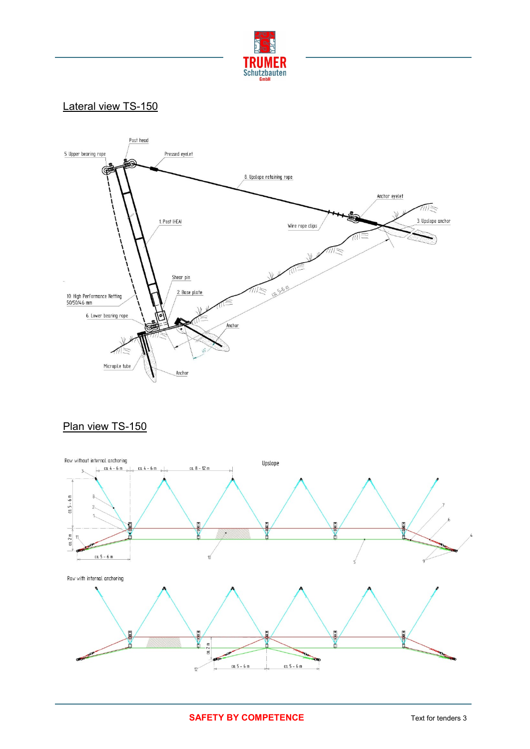## Lateral view TS-150

Post head

5. Upper bearing rope

Pressed eyelet

8. Upslope retaining rope

Anchor eyelet

1. Post (HEA)

Wire rope clips

3. Upslope anchor

Shear pin

2. Base plate

ca. 5-6 m

10. High Performance Netting 50/50/4-6 mm

6. Lower bearing rope

Anchor

Micropile tube

Anchor

## Plan view TS-150

Row without internal anchoring

ca. 4 - 6 m

ca. 4 - 6 m

ca. 8 - 12 m

Upslope

3

8

2

1

ca. 5 - 6 m

ca. 2 m

11

ca. 5 - 6 m

10

5

7

6

4

9

Row with internal anchoring

ca. 2 m

12

ca. 5 - 6 m

ca. 5 - 6 m

SAFETY BY COMPETENCE